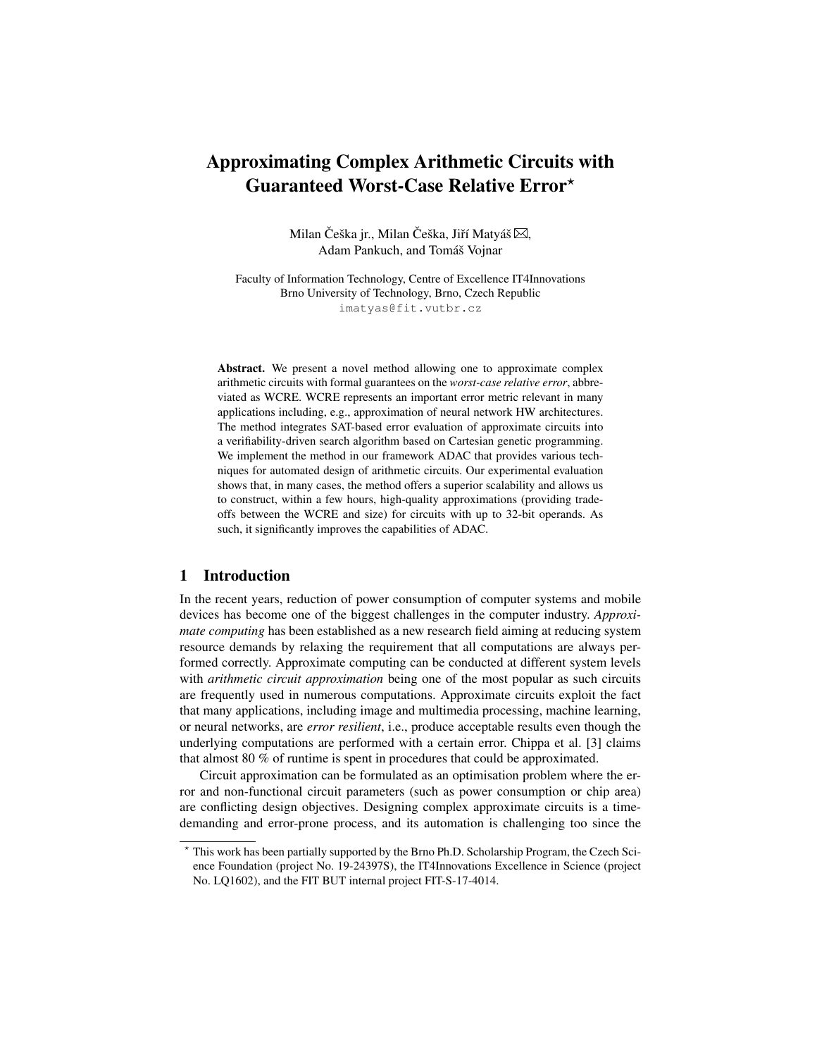# Approximating Complex Arithmetic Circuits with Guaranteed Worst-Case Relative Error*

Milan Češka jr., Milan Češka, Jiří Matyáš ✉, Adam Pankuch, and Tomáš Vojnar

Faculty of Information Technology, Centre of Excellence IT4Innovations
Brno University of Technology, Brno, Czech Republic
imatyas@fit.vutbr.cz

**Abstract.** We present a novel method allowing one to approximate complex arithmetic circuits with formal guarantees on the *worst-case relative error*, abbreviated as WCRE. WCRE represents an important error metric relevant in many applications including, e.g., approximation of neural network HW architectures. The method integrates SAT-based error evaluation of approximate circuits into a verifiability-driven search algorithm based on Cartesian genetic programming. We implement the method in our framework ADAC that provides various techniques for automated design of arithmetic circuits. Our experimental evaluation shows that, in many cases, the method offers a superior scalability and allows us to construct, within a few hours, high-quality approximations (providing trade-offs between the WCRE and size) for circuits with up to 32-bit operands. As such, it significantly improves the capabilities of ADAC.

## 1 Introduction

In the recent years, reduction of power consumption of computer systems and mobile devices has become one of the biggest challenges in the computer industry. *Approximate computing* has been established as a new research field aiming at reducing system resource demands by relaxing the requirement that all computations are always performed correctly. Approximate computing can be conducted at different system levels with *arithmetic circuit approximation* being one of the most popular as such circuits are frequently used in numerous computations. Approximate circuits exploit the fact that many applications, including image and multimedia processing, machine learning, or neural networks, are *error resilient*, i.e., produce acceptable results even though the underlying computations are performed with a certain error. Chippa et al. [3] claims that almost 80 % of runtime is spent in procedures that could be approximated.

Circuit approximation can be formulated as an optimisation problem where the error and non-functional circuit parameters (such as power consumption or chip area) are conflicting design objectives. Designing complex approximate circuits is a time-demanding and error-prone process, and its automation is challenging too since the

* This work has been partially supported by the Brno Ph.D. Scholarship Program, the Czech Science Foundation (project No. 19-24397S), the IT4Innovations Excellence in Science (project No. LQ1602), and the FIT BUT internal project FIT-S-17-4014.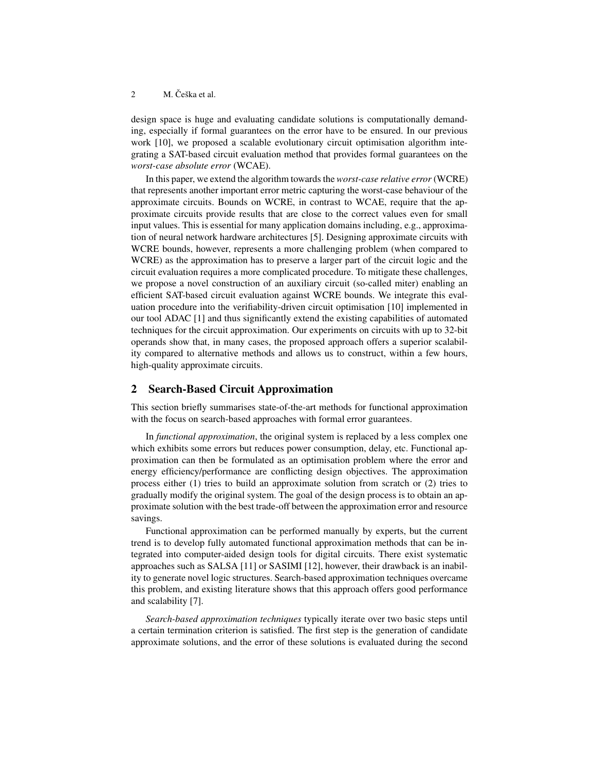design space is huge and evaluating candidate solutions is computationally demanding, especially if formal guarantees on the error have to be ensured. In our previous work [10], we proposed a scalable evolutionary circuit optimisation algorithm integrating a SAT-based circuit evaluation method that provides formal guarantees on the *worst-case absolute error* (WCAE).

In this paper, we extend the algorithm towards the *worst-case relative error* (WCRE) that represents another important error metric capturing the worst-case behaviour of the approximate circuits. Bounds on WCRE, in contrast to WCAE, require that the approximate circuits provide results that are close to the correct values even for small input values. This is essential for many application domains including, e.g., approximation of neural network hardware architectures [5]. Designing approximate circuits with WCRE bounds, however, represents a more challenging problem (when compared to WCRE) as the approximation has to preserve a larger part of the circuit logic and the circuit evaluation requires a more complicated procedure. To mitigate these challenges, we propose a novel construction of an auxiliary circuit (so-called miter) enabling an efficient SAT-based circuit evaluation against WCRE bounds. We integrate this evaluation procedure into the verifiability-driven circuit optimisation [10] implemented in our tool ADAC [1] and thus significantly extend the existing capabilities of automated techniques for the circuit approximation. Our experiments on circuits with up to 32-bit operands show that, in many cases, the proposed approach offers a superior scalability compared to alternative methods and allows us to construct, within a few hours, high-quality approximate circuits.

## 2 Search-Based Circuit Approximation

This section briefly summarises state-of-the-art methods for functional approximation with the focus on search-based approaches with formal error guarantees.

In *functional approximation*, the original system is replaced by a less complex one which exhibits some errors but reduces power consumption, delay, etc. Functional approximation can then be formulated as an optimisation problem where the error and energy efficiency/performance are conflicting design objectives. The approximation process either (1) tries to build an approximate solution from scratch or (2) tries to gradually modify the original system. The goal of the design process is to obtain an approximate solution with the best trade-off between the approximation error and resource savings.

Functional approximation can be performed manually by experts, but the current trend is to develop fully automated functional approximation methods that can be integrated into computer-aided design tools for digital circuits. There exist systematic approaches such as SALSA [11] or SASIMI [12], however, their drawback is an inability to generate novel logic structures. Search-based approximation techniques overcame this problem, and existing literature shows that this approach offers good performance and scalability [7].

*Search-based approximation techniques* typically iterate over two basic steps until a certain termination criterion is satisfied. The first step is the generation of candidate approximate solutions, and the error of these solutions is evaluated during the second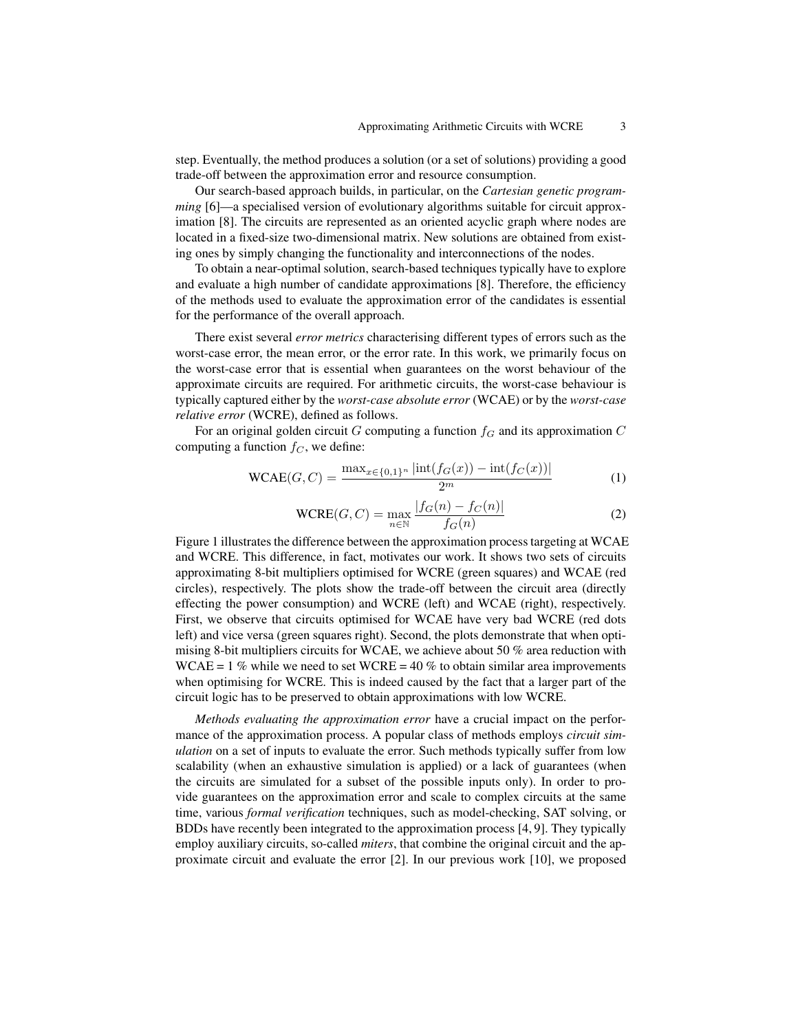step. Eventually, the method produces a solution (or a set of solutions) providing a good trade-off between the approximation error and resource consumption.

Our search-based approach builds, in particular, on the *Cartesian genetic programming* [6]—a specialised version of evolutionary algorithms suitable for circuit approximation [8]. The circuits are represented as an oriented acyclic graph where nodes are located in a fixed-size two-dimensional matrix. New solutions are obtained from existing ones by simply changing the functionality and interconnections of the nodes.

To obtain a near-optimal solution, search-based techniques typically have to explore and evaluate a high number of candidate approximations [8]. Therefore, the efficiency of the methods used to evaluate the approximation error of the candidates is essential for the performance of the overall approach.

There exist several *error metrics* characterising different types of errors such as the worst-case error, the mean error, or the error rate. In this work, we primarily focus on the worst-case error that is essential when guarantees on the worst behaviour of the approximate circuits are required. For arithmetic circuits, the worst-case behaviour is typically captured either by the *worst-case absolute error* (WCAE) or by the *worst-case relative error* (WCRE), defined as follows.

For an original golden circuit $G$ computing a function $f_G$ and its approximation $C$ computing a function $f_C$, we define:

$$\text{WCAE}(G, C) = \frac{\max_{x \in \{0,1\}^n} |\text{int}(f_G(x)) - \text{int}(f_C(x))|}{2^m} \tag{1}$$

$$\text{WCRE}(G, C) = \max_{n \in \mathbb{N}} \frac{|f_G(n) - f_C(n)|}{f_G(n)} \tag{2}$$

Figure 1 illustrates the difference between the approximation process targeting at WCAE and WCRE. This difference, in fact, motivates our work. It shows two sets of circuits approximating 8-bit multipliers optimised for WCRE (green squares) and WCAE (red circles), respectively. The plots show the trade-off between the circuit area (directly effecting the power consumption) and WCRE (left) and WCAE (right), respectively. First, we observe that circuits optimised for WCAE have very bad WCRE (red dots left) and vice versa (green squares right). Second, the plots demonstrate that when optimising 8-bit multipliers circuits for WCAE, we achieve about 50 % area reduction with WCAE = 1 % while we need to set WCRE = 40 % to obtain similar area improvements when optimising for WCRE. This is indeed caused by the fact that a larger part of the circuit logic has to be preserved to obtain approximations with low WCRE.

*Methods evaluating the approximation error* have a crucial impact on the performance of the approximation process. A popular class of methods employs *circuit simulation* on a set of inputs to evaluate the error. Such methods typically suffer from low scalability (when an exhaustive simulation is applied) or a lack of guarantees (when the circuits are simulated for a subset of the possible inputs only). In order to provide guarantees on the approximation error and scale to complex circuits at the same time, various *formal verification* techniques, such as model-checking, SAT solving, or BDDs have recently been integrated to the approximation process [4, 9]. They typically employ auxiliary circuits, so-called *miters*, that combine the original circuit and the approximate circuit and evaluate the error [2]. In our previous work [10], we proposed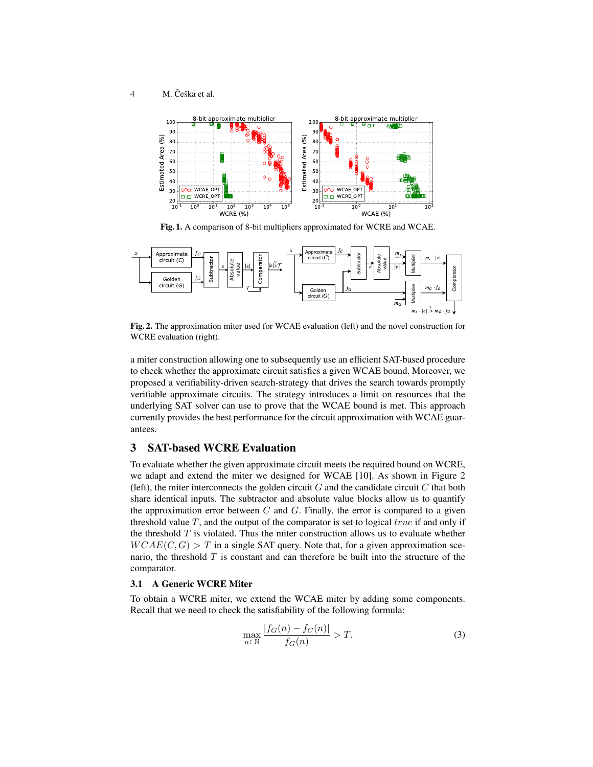**Fig. 1.** A comparison of 8-bit multipliers approximated for WCRE and WCAE.

**Fig. 2.** The approximation miter used for WCAE evaluation (left) and the novel construction for WCRE evaluation (right).

a miter construction allowing one to subsequently use an efficient SAT-based procedure to check whether the approximate circuit satisfies a given WCAE bound. Moreover, we proposed a verifiability-driven search-strategy that drives the search towards promptly verifiable approximate circuits. The strategy introduces a limit on resources that the underlying SAT solver can use to prove that the WCAE bound is met. This approach currently provides the best performance for the circuit approximation with WCAE guarantees.

## 3 SAT-based WCRE Evaluation

To evaluate whether the given approximate circuit meets the required bound on WCRE, we adapt and extend the miter we designed for WCAE [10]. As shown in Figure 2 (left), the miter interconnects the golden circuit $G$ and the candidate circuit $C$ that both share identical inputs. The subtractor and absolute value blocks allow us to quantify the approximation error between $C$ and $G$. Finally, the error is compared to a given threshold value $T$, and the output of the comparator is set to logical $true$ if and only if the threshold $T$ is violated. Thus the miter construction allows us to evaluate whether $WCAE(C, G) > T$ in a single SAT query. Note that, for a given approximation scenario, the threshold $T$ is constant and can therefore be built into the structure of the comparator.

### 3.1 A Generic WCRE Miter

To obtain a WCRE miter, we extend the WCAE miter by adding some components. Recall that we need to check the satisfiability of the following formula:

$$\max_{n \in \mathbb{N}} \frac{|f_G(n) - f_C(n)|}{f_G(n)} > T. \tag{3}$$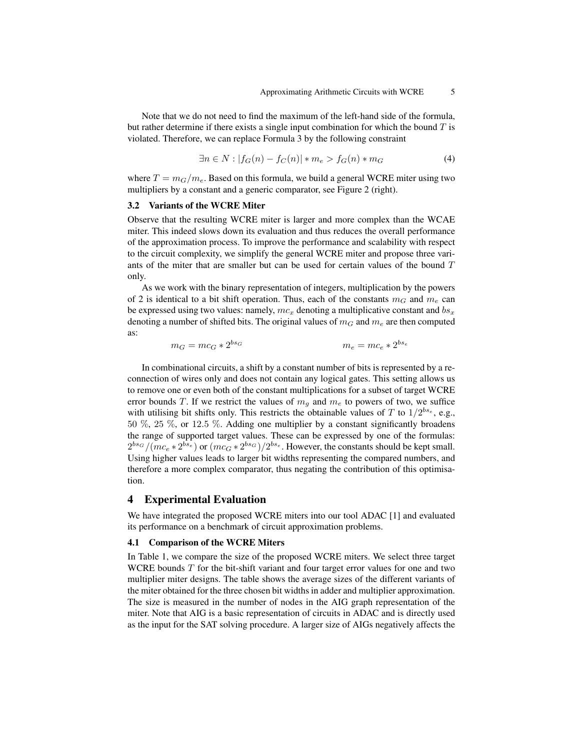Note that we do not need to find the maximum of the left-hand side of the formula, but rather determine if there exists a single input combination for which the bound $T$ is violated. Therefore, we can replace Formula 3 by the following constraint

$$\exists n \in N : |f_G(n) - f_C(n)| * m_e > f_G(n) * m_G \tag{4}$$

where $T = m_G/m_e$. Based on this formula, we build a general WCRE miter using two multipliers by a constant and a generic comparator, see Figure 2 (right).

### 3.2 Variants of the WCRE Miter

Observe that the resulting WCRE miter is larger and more complex than the WCAE miter. This indeed slows down its evaluation and thus reduces the overall performance of the approximation process. To improve the performance and scalability with respect to the circuit complexity, we simplify the general WCRE miter and propose three variants of the miter that are smaller but can be used for certain values of the bound $T$ only.

As we work with the binary representation of integers, multiplication by the powers of 2 is identical to a bit shift operation. Thus, each of the constants $m_G$ and $m_e$ can be expressed using two values: namely, $mc_x$ denoting a multiplicative constant and $bs_x$ denoting a number of shifted bits. The original values of $m_G$ and $m_e$ are then computed as:

$$m_G = mc_G * 2^{bs_G} \qquad\qquad m_e = mc_e * 2^{bs_e}$$

In combinational circuits, a shift by a constant number of bits is represented by a reconnection of wires only and does not contain any logical gates. This setting allows us to remove one or even both of the constant multiplications for a subset of target WCRE error bounds $T$. If we restrict the values of $m_g$ and $m_e$ to powers of two, we suffice with utilising bit shifts only. This restricts the obtainable values of $T$ to $1/2^{bs_e}$, e.g., 50 %, 25 %, or 12.5 %. Adding one multiplier by a constant significantly broadens the range of supported target values. These can be expressed by one of the formulas: $2^{bs_G}/(mc_e * 2^{bs_e})$ or $(mc_G * 2^{bs_G})/2^{bs_e}$. However, the constants should be kept small. Using higher values leads to larger bit widths representing the compared numbers, and therefore a more complex comparator, thus negating the contribution of this optimisation.

## 4 Experimental Evaluation

We have integrated the proposed WCRE miters into our tool ADAC [1] and evaluated its performance on a benchmark of circuit approximation problems.

### 4.1 Comparison of the WCRE Miters

In Table 1, we compare the size of the proposed WCRE miters. We select three target WCRE bounds $T$ for the bit-shift variant and four target error values for one and two multiplier miter designs. The table shows the average sizes of the different variants of the miter obtained for the three chosen bit widths in adder and multiplier approximation. The size is measured in the number of nodes in the AIG graph representation of the miter. Note that AIG is a basic representation of circuits in ADAC and is directly used as the input for the SAT solving procedure. A larger size of AIGs negatively affects the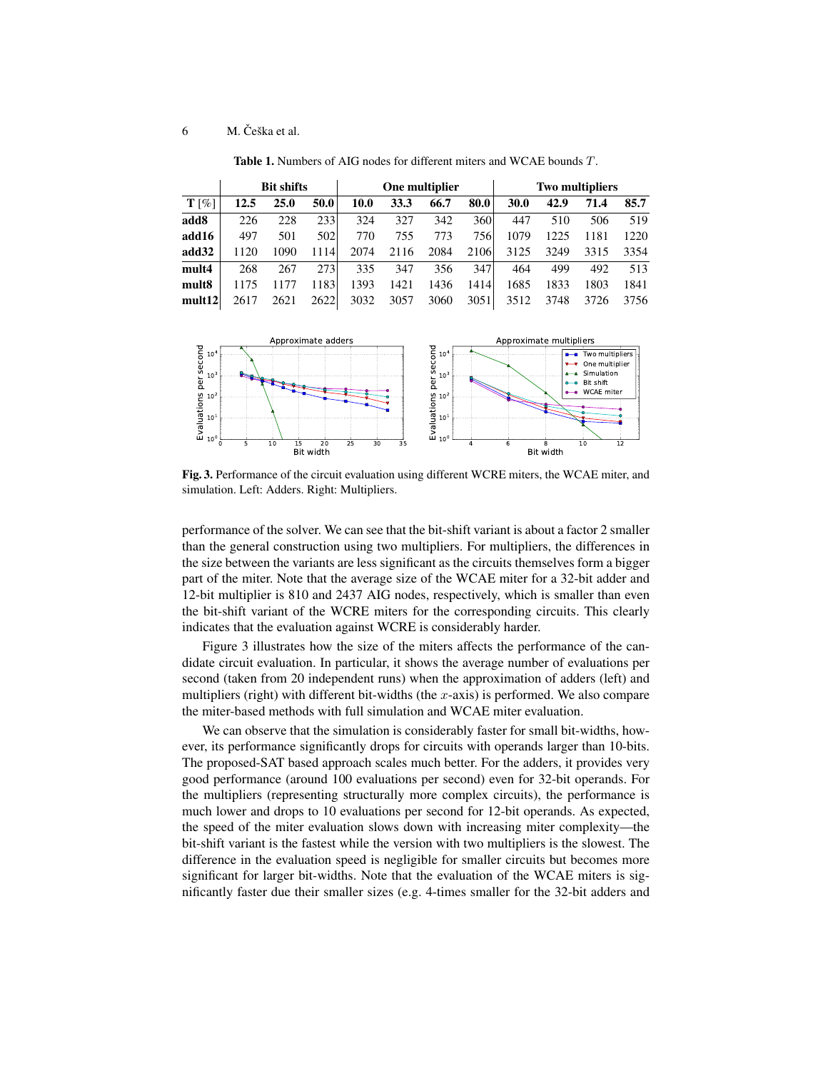**Table 1.** Numbers of AIG nodes for different miters and WCAE bounds $T$.

| | Bit shifts | | | One multiplier | | | | Two multipliers | | | |
|---|---|---|---|---|---|---|---|---|---|---|---|
| **T** [%] | **12.5** | **25.0** | **50.0** | **10.0** | **33.3** | **66.7** | **80.0** | **30.0** | **42.9** | **71.4** | **85.7** |
| **add8** | 226 | 228 | 233 | 324 | 327 | 342 | 360 | 447 | 510 | 506 | 519 |
| **add16** | 497 | 501 | 502 | 770 | 755 | 773 | 756 | 1079 | 1225 | 1181 | 1220 |
| **add32** | 1120 | 1090 | 1114 | 2074 | 2116 | 2084 | 2106 | 3125 | 3249 | 3315 | 3354 |
| **mult4** | 268 | 267 | 273 | 335 | 347 | 356 | 347 | 464 | 499 | 492 | 513 |
| **mult8** | 1175 | 1177 | 1183 | 1393 | 1421 | 1436 | 1414 | 1685 | 1833 | 1803 | 1841 |
| **mult12** | 2617 | 2621 | 2622 | 3032 | 3057 | 3060 | 3051 | 3512 | 3748 | 3726 | 3756 |

**Fig. 3.** Performance of the circuit evaluation using different WCRE miters, the WCAE miter, and simulation. Left: Adders. Right: Multipliers.

performance of the solver. We can see that the bit-shift variant is about a factor 2 smaller than the general construction using two multipliers. For multipliers, the differences in the size between the variants are less significant as the circuits themselves form a bigger part of the miter. Note that the average size of the WCAE miter for a 32-bit adder and 12-bit multiplier is 810 and 2437 AIG nodes, respectively, which is smaller than even the bit-shift variant of the WCRE miters for the corresponding circuits. This clearly indicates that the evaluation against WCRE is considerably harder.

Figure 3 illustrates how the size of the miters affects the performance of the candidate circuit evaluation. In particular, it shows the average number of evaluations per second (taken from 20 independent runs) when the approximation of adders (left) and multipliers (right) with different bit-widths (the $x$-axis) is performed. We also compare the miter-based methods with full simulation and WCAE miter evaluation.

We can observe that the simulation is considerably faster for small bit-widths, however, its performance significantly drops for circuits with operands larger than 10-bits. The proposed-SAT based approach scales much better. For the adders, it provides very good performance (around 100 evaluations per second) even for 32-bit operands. For the multipliers (representing structurally more complex circuits), the performance is much lower and drops to 10 evaluations per second for 12-bit operands. As expected, the speed of the miter evaluation slows down with increasing miter complexity—the bit-shift variant is the fastest while the version with two multipliers is the slowest. The difference in the evaluation speed is negligible for smaller circuits but becomes more significant for larger bit-widths. Note that the evaluation of the WCAE miters is significantly faster due their smaller sizes (e.g. 4-times smaller for the 32-bit adders and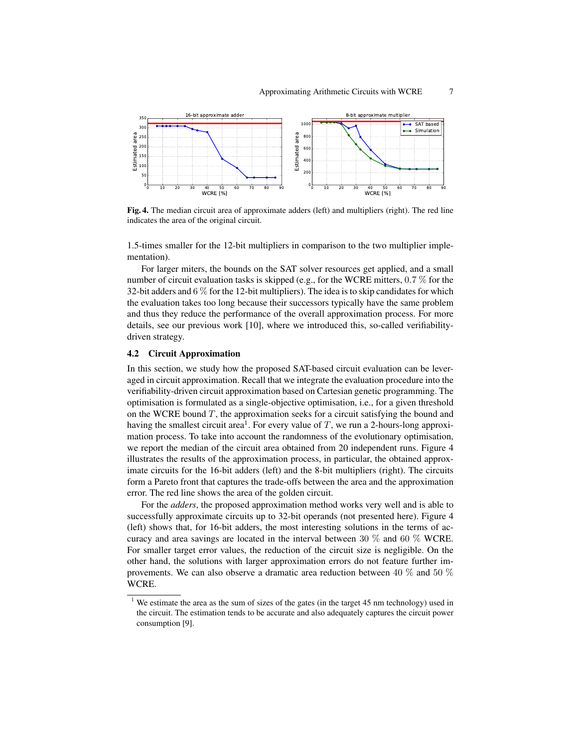**Fig. 4.** The median circuit area of approximate adders (left) and multipliers (right). The red line indicates the area of the original circuit.

1.5-times smaller for the 12-bit multipliers in comparison to the two multiplier implementation).

For larger miters, the bounds on the SAT solver resources get applied, and a small number of circuit evaluation tasks is skipped (e.g., for the WCRE mitters, 0.7 % for the 32-bit adders and 6 % for the 12-bit multipliers). The idea is to skip candidates for which the evaluation takes too long because their successors typically have the same problem and thus they reduce the performance of the overall approximation process. For more details, see our previous work [10], where we introduced this, so-called verifiability-driven strategy.

### 4.2 Circuit Approximation

In this section, we study how the proposed SAT-based circuit evaluation can be leveraged in circuit approximation. Recall that we integrate the evaluation procedure into the verifiability-driven circuit approximation based on Cartesian genetic programming. The optimisation is formulated as a single-objective optimisation, i.e., for a given threshold on the WCRE bound $T$, the approximation seeks for a circuit satisfying the bound and having the smallest circuit area[1]. For every value of $T$, we run a 2-hours-long approximation process. To take into account the randomness of the evolutionary optimisation, we report the median of the circuit area obtained from 20 independent runs. Figure 4 illustrates the results of the approximation process, in particular, the obtained approximate circuits for the 16-bit adders (left) and the 8-bit multipliers (right). The circuits form a Pareto front that captures the trade-offs between the area and the approximation error. The red line shows the area of the golden circuit.

For the *adders*, the proposed approximation method works very well and is able to successfully approximate circuits up to 32-bit operands (not presented here). Figure 4 (left) shows that, for 16-bit adders, the most interesting solutions in the terms of accuracy and area savings are located in the interval between 30 % and 60 % WCRE. For smaller target error values, the reduction of the circuit size is negligible. On the other hand, the solutions with larger approximation errors do not feature further improvements. We can also observe a dramatic area reduction between 40 % and 50 % WCRE.

[1] We estimate the area as the sum of sizes of the gates (in the target 45 nm technology) used in the circuit. The estimation tends to be accurate and also adequately captures the circuit power consumption [9].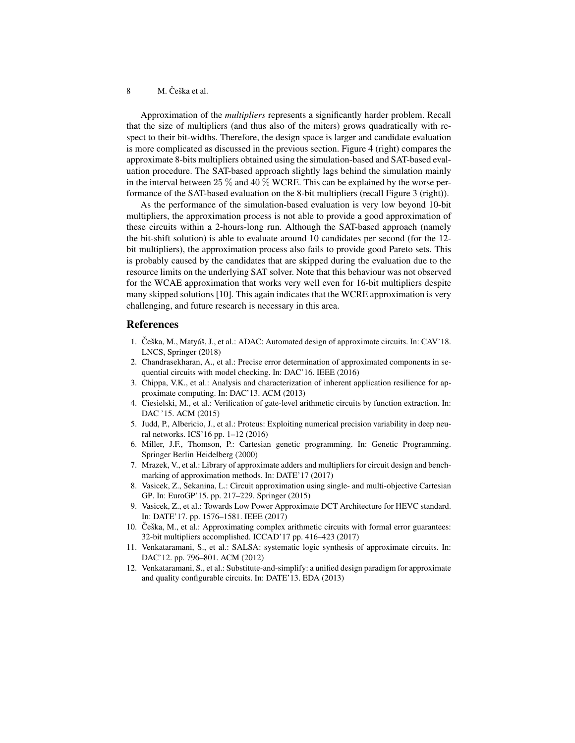Approximation of the *multipliers* represents a significantly harder problem. Recall that the size of multipliers (and thus also of the miters) grows quadratically with respect to their bit-widths. Therefore, the design space is larger and candidate evaluation is more complicated as discussed in the previous section. Figure 4 (right) compares the approximate 8-bits multipliers obtained using the simulation-based and SAT-based evaluation procedure. The SAT-based approach slightly lags behind the simulation mainly in the interval between $25\ \%$ and $40\ \%$ WCRE. This can be explained by the worse performance of the SAT-based evaluation on the 8-bit multipliers (recall Figure 3 (right)).

As the performance of the simulation-based evaluation is very low beyond 10-bit multipliers, the approximation process is not able to provide a good approximation of these circuits within a 2-hours-long run. Although the SAT-based approach (namely the bit-shift solution) is able to evaluate around 10 candidates per second (for the 12-bit multipliers), the approximation process also fails to provide good Pareto sets. This is probably caused by the candidates that are skipped during the evaluation due to the resource limits on the underlying SAT solver. Note that this behaviour was not observed for the WCAE approximation that works very well even for 16-bit multipliers despite many skipped solutions [10]. This again indicates that the WCRE approximation is very challenging, and future research is necessary in this area.

## References

1. Češka, M., Matyáš, J., et al.: ADAC: Automated design of approximate circuits. In: CAV'18. LNCS, Springer (2018)
2. Chandrasekharan, A., et al.: Precise error determination of approximated components in sequential circuits with model checking. In: DAC'16. IEEE (2016)
3. Chippa, V.K., et al.: Analysis and characterization of inherent application resilience for approximate computing. In: DAC'13. ACM (2013)
4. Ciesielski, M., et al.: Verification of gate-level arithmetic circuits by function extraction. In: DAC '15. ACM (2015)
5. Judd, P., Albericio, J., et al.: Proteus: Exploiting numerical precision variability in deep neural networks. ICS'16 pp. 1–12 (2016)
6. Miller, J.F., Thomson, P.: Cartesian genetic programming. In: Genetic Programming. Springer Berlin Heidelberg (2000)
7. Mrazek, V., et al.: Library of approximate adders and multipliers for circuit design and benchmarking of approximation methods. In: DATE'17 (2017)
8. Vasicek, Z., Sekanina, L.: Circuit approximation using single- and multi-objective Cartesian GP. In: EuroGP'15. pp. 217–229. Springer (2015)
9. Vasicek, Z., et al.: Towards Low Power Approximate DCT Architecture for HEVC standard. In: DATE'17. pp. 1576–1581. IEEE (2017)
10. Češka, M., et al.: Approximating complex arithmetic circuits with formal error guarantees: 32-bit multipliers accomplished. ICCAD'17 pp. 416–423 (2017)
11. Venkataramani, S., et al.: SALSA: systematic logic synthesis of approximate circuits. In: DAC'12. pp. 796–801. ACM (2012)
12. Venkataramani, S., et al.: Substitute-and-simplify: a unified design paradigm for approximate and quality configurable circuits. In: DATE'13. EDA (2013)